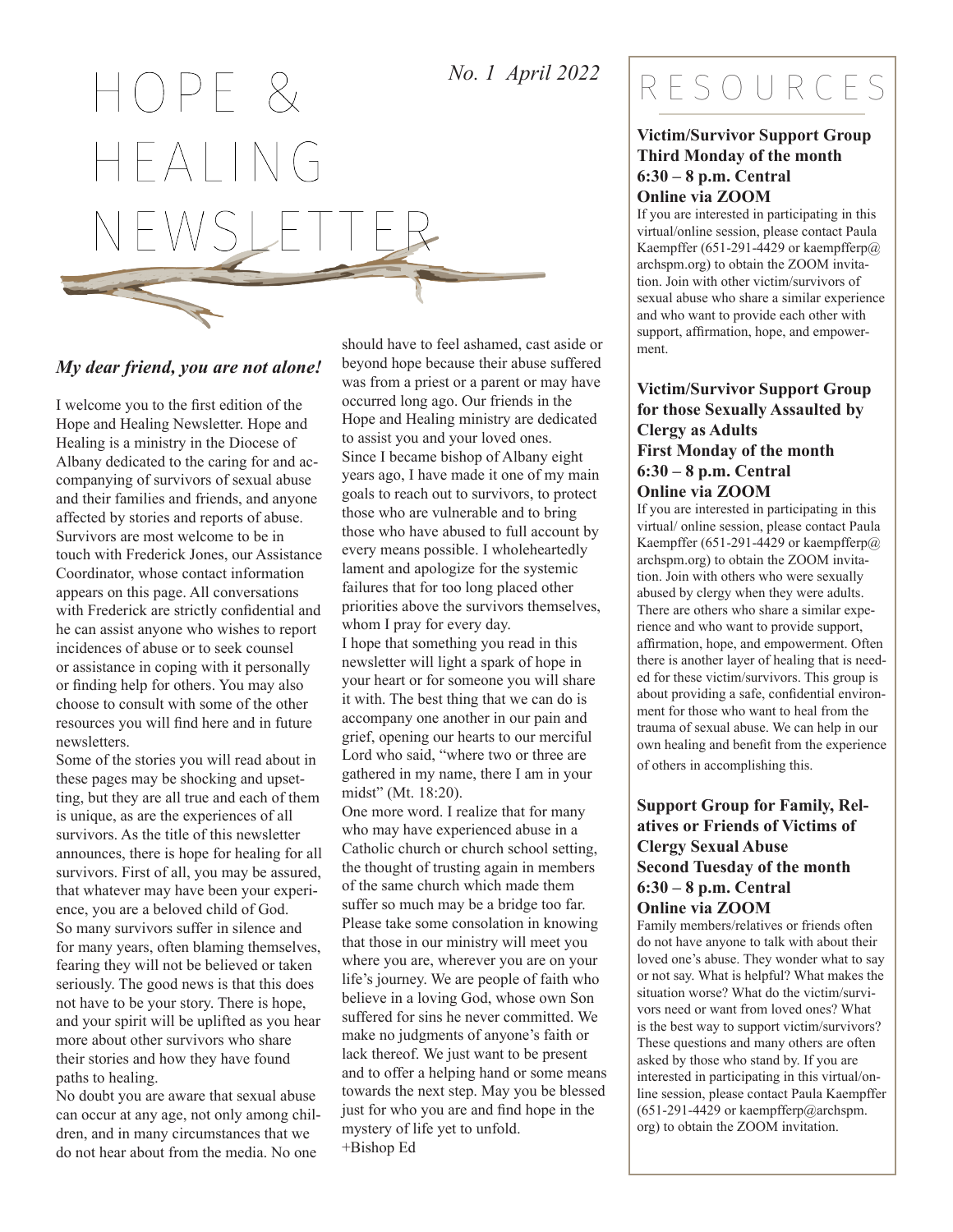# HOPE & HEALING NEWSLETTER

*No. 1 April 2022*

### *My dear friend, you are not alone!*

I welcome you to the first edition of the Hope and Healing Newsletter. Hope and Healing is a ministry in the Diocese of Albany dedicated to the caring for and accompanying of survivors of sexual abuse and their families and friends, and anyone affected by stories and reports of abuse. Survivors are most welcome to be in touch with Frederick Jones, our Assistance Coordinator, whose contact information appears on this page. All conversations with Frederick are strictly confidential and he can assist anyone who wishes to report incidences of abuse or to seek counsel or assistance in coping with it personally or finding help for others. You may also choose to consult with some of the other resources you will find here and in future newsletters.

Some of the stories you will read about in these pages may be shocking and upsetting, but they are all true and each of them is unique, as are the experiences of all survivors. As the title of this newsletter announces, there is hope for healing for all survivors. First of all, you may be assured, that whatever may have been your experience, you are a beloved child of God.

So many survivors suffer in silence and for many years, often blaming themselves, fearing they will not be believed or taken seriously. The good news is that this does not have to be your story. There is hope, and your spirit will be uplifted as you hear more about other survivors who share their stories and how they have found paths to healing.

No doubt you are aware that sexual abuse can occur at any age, not only among children, and in many circumstances that we do not hear about from the media. No one should have to feel ashamed, cast aside or beyond hope because their abuse suffered was from a priest or a parent or may have occurred long ago. Our friends in the Hope and Healing ministry are dedicated to assist you and your loved ones.

Since I became bishop of Albany eight years ago, I have made it one of my main goals to reach out to survivors, to protect those who are vulnerable and to bring those who have abused to full account by every means possible. I wholeheartedly lament and apologize for the systemic failures that for too long placed other priorities above the survivors themselves, whom I pray for every day.

I hope that something you read in this newsletter will light a spark of hope in your heart or for someone you will share it with. The best thing that we can do is accompany one another in our pain and grief, opening our hearts to our merciful Lord who said, "where two or three are gathered in my name, there I am in your midst" (Mt. 18:20).

One more word. I realize that for many who may have experienced abuse in a Catholic church or church school setting, the thought of trusting again in members of the same church which made them suffer so much may be a bridge too far. Please take some consolation in knowing that those in our ministry will meet you where you are, wherever you are on your life's journey. We are people of faith who believe in a loving God, whose own Son suffered for sins he never committed. We make no judgments of anyone's faith or lack thereof. We just want to be present and to offer a helping hand or some means towards the next step. May you be blessed just for who you are and find hope in the mystery of life yet to unfold.

+Bishop Ed

## RESOURCES

**Victim/Survivor Support Group**
**Third Monday of the month**
**6:30 – 8 p.m. Central**
**Online via ZOOM**

If you are interested in participating in this virtual/online session, please contact Paula Kaempffer (651-291-4429 or kaempfferp@archspm.org) to obtain the ZOOM invitation. Join with other victim/survivors of sexual abuse who share a similar experience and who want to provide each other with support, affirmation, hope, and empowerment.

**Victim/Survivor Support Group for those Sexually Assaulted by Clergy as Adults**
**First Monday of the month**
**6:30 – 8 p.m. Central**
**Online via ZOOM**

If you are interested in participating in this virtual/ online session, please contact Paula Kaempffer (651-291-4429 or kaempfferp@archspm.org) to obtain the ZOOM invitation. Join with others who were sexually abused by clergy when they were adults. There are others who share a similar experience and who want to provide support, affirmation, hope, and empowerment. Often there is another layer of healing that is needed for these victim/survivors. This group is about providing a safe, confidential environment for those who want to heal from the trauma of sexual abuse. We can help in our own healing and benefit from the experience of others in accomplishing this.

**Support Group for Family, Relatives or Friends of Victims of Clergy Sexual Abuse**
**Second Tuesday of the month**
**6:30 – 8 p.m. Central**
**Online via ZOOM**

Family members/relatives or friends often do not have anyone to talk with about their loved one's abuse. They wonder what to say or not say. What is helpful? What makes the situation worse? What do the victim/survivors need or want from loved ones? What is the best way to support victim/survivors? These questions and many others are often asked by those who stand by. If you are interested in participating in this virtual/online session, please contact Paula Kaempffer (651-291-4429 or kaempfferp@archspm.org) to obtain the ZOOM invitation.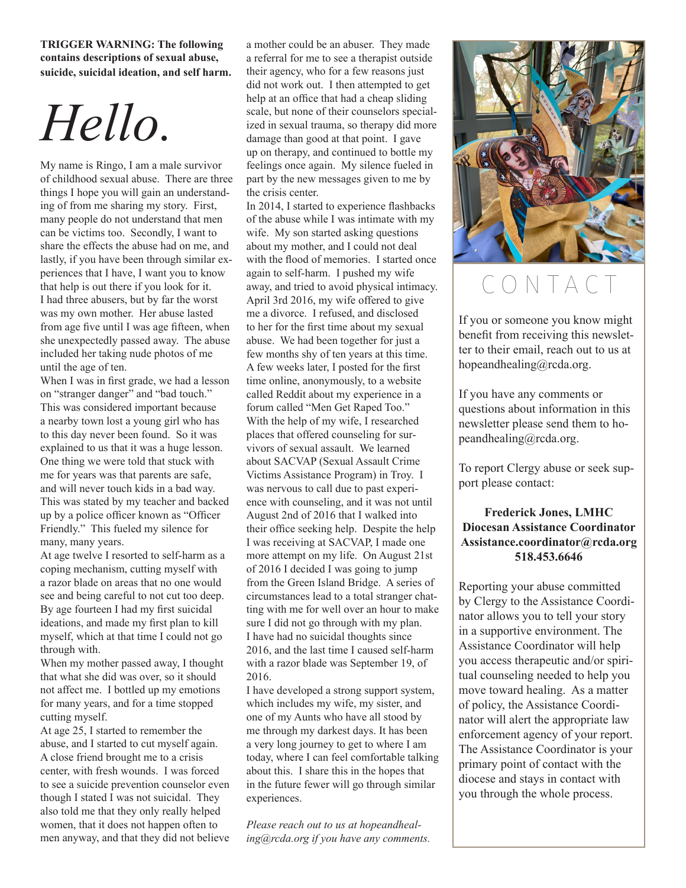**TRIGGER WARNING: The following contains descriptions of sexual abuse, suicide, suicidal ideation, and self harm.**

# *Hello.*

My name is Ringo, I am a male survivor of childhood sexual abuse. There are three things I hope you will gain an understanding of from me sharing my story. First, many people do not understand that men can be victims too. Secondly, I want to share the effects the abuse had on me, and lastly, if you have been through similar experiences that I have, I want you to know that help is out there if you look for it.

I had three abusers, but by far the worst was my own mother. Her abuse lasted from age five until I was age fifteen, when she unexpectedly passed away. The abuse included her taking nude photos of me until the age of ten.

When I was in first grade, we had a lesson on "stranger danger" and "bad touch." This was considered important because a nearby town lost a young girl who has to this day never been found. So it was explained to us that it was a huge lesson. One thing we were told that stuck with me for years was that parents are safe, and will never touch kids in a bad way. This was stated by my teacher and backed up by a police officer known as "Officer Friendly." This fueled my silence for many, many years.

At age twelve I resorted to self-harm as a coping mechanism, cutting myself with a razor blade on areas that no one would see and being careful to not cut too deep. By age fourteen I had my first suicidal ideations, and made my first plan to kill myself, which at that time I could not go through with.

When my mother passed away, I thought that what she did was over, so it should not affect me. I bottled up my emotions for many years, and for a time stopped cutting myself.

At age 25, I started to remember the abuse, and I started to cut myself again. A close friend brought me to a crisis center, with fresh wounds. I was forced to see a suicide prevention counselor even though I stated I was not suicidal. They also told me that they only really helped women, that it does not happen often to men anyway, and that they did not believe a mother could be an abuser. They made a referral for me to see a therapist outside their agency, who for a few reasons just did not work out. I then attempted to get help at an office that had a cheap sliding scale, but none of their counselors specialized in sexual trauma, so therapy did more damage than good at that point. I gave up on therapy, and continued to bottle my feelings once again. My silence fueled in part by the new messages given to me by the crisis center.

In 2014, I started to experience flashbacks of the abuse while I was intimate with my wife. My son started asking questions about my mother, and I could not deal with the flood of memories. I started once again to self-harm. I pushed my wife away, and tried to avoid physical intimacy. April 3rd 2016, my wife offered to give me a divorce. I refused, and disclosed to her for the first time about my sexual abuse. We had been together for just a few months shy of ten years at this time. A few weeks later, I posted for the first time online, anonymously, to a website called Reddit about my experience in a forum called "Men Get Raped Too." With the help of my wife, I researched places that offered counseling for survivors of sexual assault. We learned about SACVAP (Sexual Assault Crime Victims Assistance Program) in Troy. I was nervous to call due to past experience with counseling, and it was not until August 2nd of 2016 that I walked into their office seeking help. Despite the help I was receiving at SACVAP, I made one more attempt on my life. On August 21st of 2016 I decided I was going to jump from the Green Island Bridge. A series of circumstances lead to a total stranger chatting with me for well over an hour to make sure I did not go through with my plan. I have had no suicidal thoughts since 2016, and the last time I caused self-harm with a razor blade was September 19, of 2016.

I have developed a strong support system, which includes my wife, my sister, and one of my Aunts who have all stood by me through my darkest days. It has been a very long journey to get to where I am today, where I can feel comfortable talking about this. I share this in the hopes that in the future fewer will go through similar experiences.

*Please reach out to us at hopeandhealing@rcda.org if you have any comments.*

## CONTACT

If you or someone you know might benefit from receiving this newsletter to their email, reach out to us at hopeandhealing@rcda.org.

If you have any comments or questions about information in this newsletter please send them to hopeandhealing@rcda.org.

To report Clergy abuse or seek support please contact:

**Frederick Jones, LMHC**
**Diocesan Assistance Coordinator**
**Assistance.coordinator@rcda.org**
**518.453.6646**

Reporting your abuse committed by Clergy to the Assistance Coordinator allows you to tell your story in a supportive environment. The Assistance Coordinator will help you access therapeutic and/or spiritual counseling needed to help you move toward healing. As a matter of policy, the Assistance Coordinator will alert the appropriate law enforcement agency of your report. The Assistance Coordinator is your primary point of contact with the diocese and stays in contact with you through the whole process.